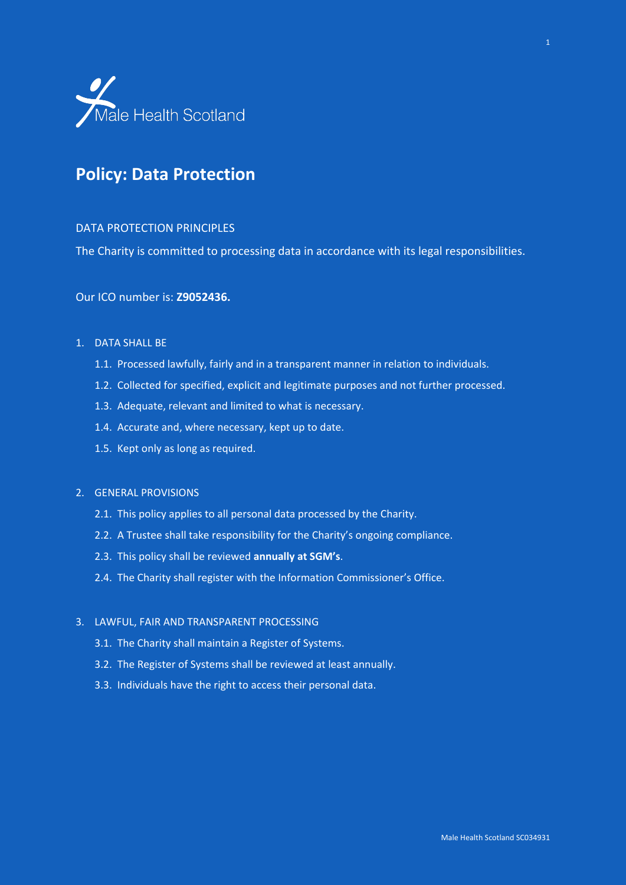Male Health Scotland

# Policy: Data Protection

DATA PROTECTION PRINCIPLES

The Charity is committed to processing data in accordance with its legal responsibilities.

Our ICO number is: **Z9052436.**

1. DATA SHALL BE
   1.1. Processed lawfully, fairly and in a transparent manner in relation to individuals.
   1.2. Collected for specified, explicit and legitimate purposes and not further processed.
   1.3. Adequate, relevant and limited to what is necessary.
   1.4. Accurate and, where necessary, kept up to date.
   1.5. Kept only as long as required.

2. GENERAL PROVISIONS
   2.1. This policy applies to all personal data processed by the Charity.
   2.2. A Trustee shall take responsibility for the Charity's ongoing compliance.
   2.3. This policy shall be reviewed **annually at SGM's**.
   2.4. The Charity shall register with the Information Commissioner's Office.

3. LAWFUL, FAIR AND TRANSPARENT PROCESSING
   3.1. The Charity shall maintain a Register of Systems.
   3.2. The Register of Systems shall be reviewed at least annually.
   3.3. Individuals have the right to access their personal data.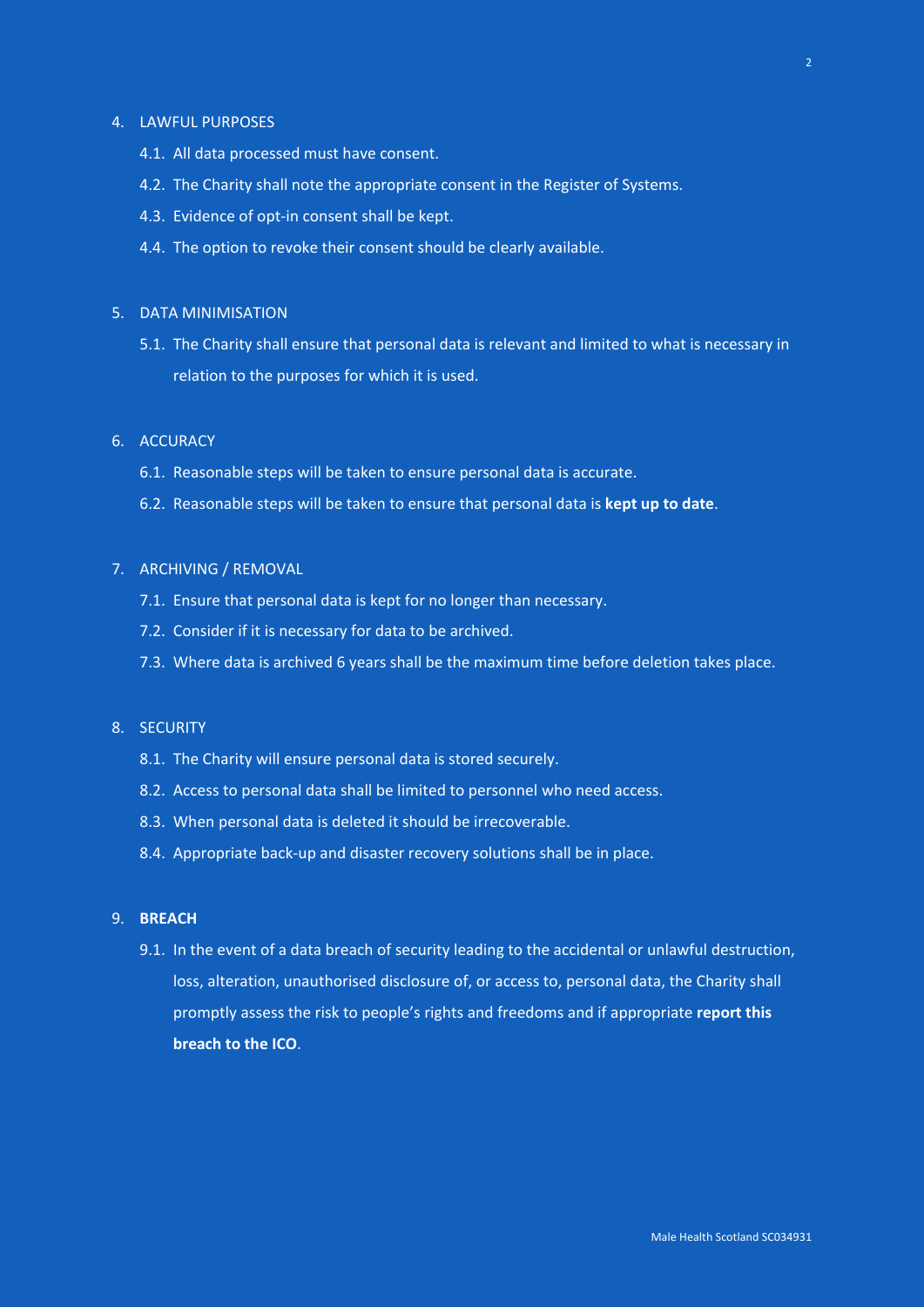4. LAWFUL PURPOSES
   - 4.1. All data processed must have consent.
   - 4.2. The Charity shall note the appropriate consent in the Register of Systems.
   - 4.3. Evidence of opt-in consent shall be kept.
   - 4.4. The option to revoke their consent should be clearly available.

5. DATA MINIMISATION
   - 5.1. The Charity shall ensure that personal data is relevant and limited to what is necessary in relation to the purposes for which it is used.

6. ACCURACY
   - 6.1. Reasonable steps will be taken to ensure personal data is accurate.
   - 6.2. Reasonable steps will be taken to ensure that personal data is **kept up to date**.

7. ARCHIVING / REMOVAL
   - 7.1. Ensure that personal data is kept for no longer than necessary.
   - 7.2. Consider if it is necessary for data to be archived.
   - 7.3. Where data is archived 6 years shall be the maximum time before deletion takes place.

8. SECURITY
   - 8.1. The Charity will ensure personal data is stored securely.
   - 8.2. Access to personal data shall be limited to personnel who need access.
   - 8.3. When personal data is deleted it should be irrecoverable.
   - 8.4. Appropriate back-up and disaster recovery solutions shall be in place.

9. **BREACH**
   - 9.1. In the event of a data breach of security leading to the accidental or unlawful destruction, loss, alteration, unauthorised disclosure of, or access to, personal data, the Charity shall promptly assess the risk to people's rights and freedoms and if appropriate **report this breach to the ICO**.